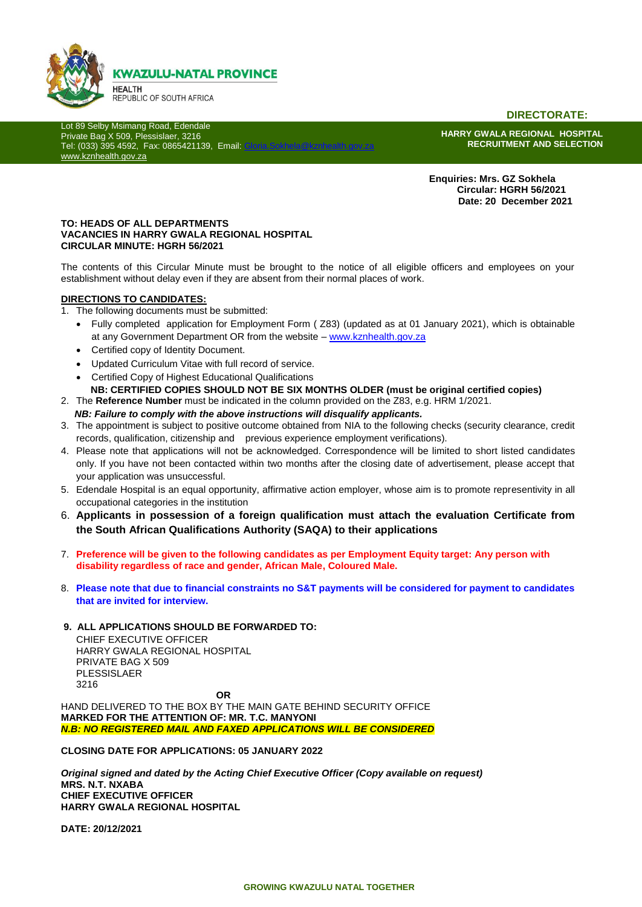**KWAZULU-NATAL PROVINCE**
HEALTH
REPUBLIC OF SOUTH AFRICA

**DIRECTORATE:**

Lot 89 Selby Msimang Road, Edendale
Private Bag X 509, Plessislaer, 3216
Tel: (033) 395 4592, Fax: 0865421139, Email: Gloria.Sokhela@kznhealth.gov.za
www.kznhealth.gov.za

**HARRY GWALA REGIONAL HOSPITAL**
**RECRUITMENT AND SELECTION**

**Enquiries: Mrs. GZ Sokhela**
**Circular: HGRH 56/2021**
**Date: 20 December 2021**

**TO: HEADS OF ALL DEPARTMENTS**
**VACANCIES IN HARRY GWALA REGIONAL HOSPITAL**
**CIRCULAR MINUTE: HGRH 56/2021**

The contents of this Circular Minute must be brought to the notice of all eligible officers and employees on your establishment without delay even if they are absent from their normal places of work.

**DIRECTIONS TO CANDIDATES:**

1. The following documents must be submitted:
   - Fully completed application for Employment Form ( Z83) (updated as at 01 January 2021), which is obtainable at any Government Department OR from the website – www.kznhealth.gov.za
   - Certified copy of Identity Document.
   - Updated Curriculum Vitae with full record of service.
   - Certified Copy of Highest Educational Qualifications

   **NB: CERTIFIED COPIES SHOULD NOT BE SIX MONTHS OLDER (must be original certified copies)**
2. The **Reference Number** must be indicated in the column provided on the Z83, e.g. HRM 1/2021.

   ***NB: Failure to comply with the above instructions will disqualify applicants.***
3. The appointment is subject to positive outcome obtained from NIA to the following checks (security clearance, credit records, qualification, citizenship and previous experience employment verifications).
4. Please note that applications will not be acknowledged. Correspondence will be limited to short listed candidates only. If you have not been contacted within two months after the closing date of advertisement, please accept that your application was unsuccessful.
5. Edendale Hospital is an equal opportunity, affirmative action employer, whose aim is to promote representivity in all occupational categories in the institution
6. **Applicants in possession of a foreign qualification must attach the evaluation Certificate from the South African Qualifications Authority (SAQA) to their applications**
7. **Preference will be given to the following candidates as per Employment Equity target: Any person with disability regardless of race and gender, African Male, Coloured Male.**
8. **Please note that due to financial constraints no S&T payments will be considered for payment to candidates that are invited for interview.**
9. **ALL APPLICATIONS SHOULD BE FORWARDED TO:**

   CHIEF EXECUTIVE OFFICER
   HARRY GWALA REGIONAL HOSPITAL
   PRIVATE BAG X 509
   PLESSISLAER
   3216

**OR**

HAND DELIVERED TO THE BOX BY THE MAIN GATE BEHIND SECURITY OFFICE
**MARKED FOR THE ATTENTION OF: MR. T.C. MANYONI**
***N.B: NO REGISTERED MAIL AND FAXED APPLICATIONS WILL BE CONSIDERED***

**CLOSING DATE FOR APPLICATIONS: 05 JANUARY 2022**

***Original signed and dated by the Acting Chief Executive Officer (Copy available on request)***
**MRS. N.T. NXABA**
**CHIEF EXECUTIVE OFFICER**
**HARRY GWALA REGIONAL HOSPITAL**

**DATE: 20/12/2021**

**GROWING KWAZULU NATAL TOGETHER**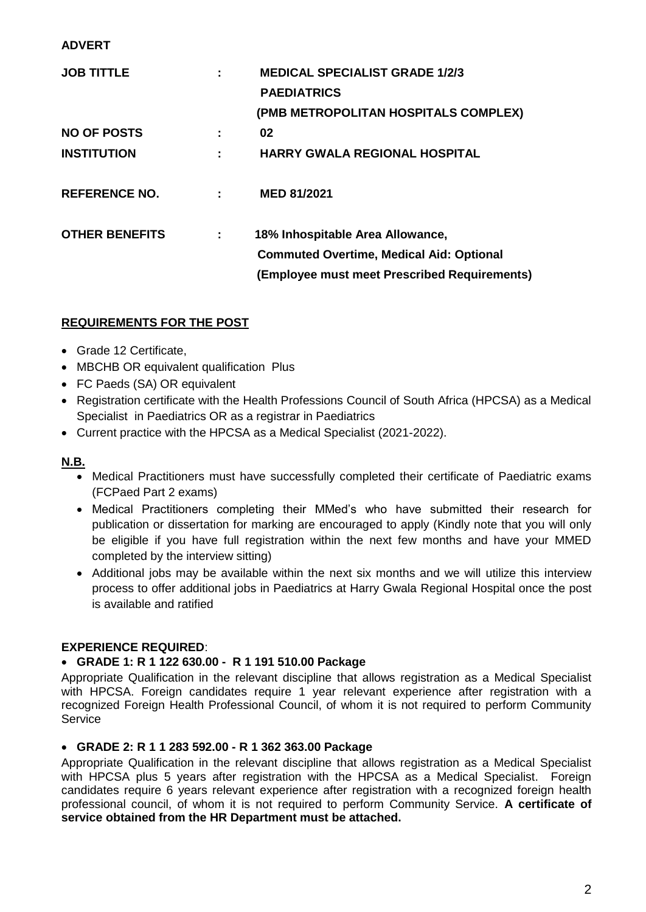**ADVERT**

| | | |
|---|---|---|
| **JOB TITTLE** | **:** | **MEDICAL SPECIALIST GRADE 1/2/3 PAEDIATRICS (PMB METROPOLITAN HOSPITALS COMPLEX)** |
| **NO OF POSTS** | **:** | **02** |
| **INSTITUTION** | **:** | **HARRY GWALA REGIONAL HOSPITAL** |
| **REFERENCE NO.** | **:** | **MED 81/2021** |
| **OTHER BENEFITS** | **:** | **18% Inhospitable Area Allowance, Commuted Overtime, Medical Aid: Optional (Employee must meet Prescribed Requirements)** |

**REQUIREMENTS FOR THE POST**

- Grade 12 Certificate,
- MBCHB OR equivalent qualification Plus
- FC Paeds (SA) OR equivalent
- Registration certificate with the Health Professions Council of South Africa (HPCSA) as a Medical Specialist in Paediatrics OR as a registrar in Paediatrics
- Current practice with the HPCSA as a Medical Specialist (2021-2022).

**N.B.**

- Medical Practitioners must have successfully completed their certificate of Paediatric exams (FCPaed Part 2 exams)
- Medical Practitioners completing their MMed's who have submitted their research for publication or dissertation for marking are encouraged to apply (Kindly note that you will only be eligible if you have full registration within the next few months and have your MMED completed by the interview sitting)
- Additional jobs may be available within the next six months and we will utilize this interview process to offer additional jobs in Paediatrics at Harry Gwala Regional Hospital once the post is available and ratified

**EXPERIENCE REQUIRED**:

- **GRADE 1: R 1 122 630.00 - R 1 191 510.00 Package**

Appropriate Qualification in the relevant discipline that allows registration as a Medical Specialist with HPCSA. Foreign candidates require 1 year relevant experience after registration with a recognized Foreign Health Professional Council, of whom it is not required to perform Community Service

- **GRADE 2: R 1 1 283 592.00 - R 1 362 363.00 Package**

Appropriate Qualification in the relevant discipline that allows registration as a Medical Specialist with HPCSA plus 5 years after registration with the HPCSA as a Medical Specialist. Foreign candidates require 6 years relevant experience after registration with a recognized foreign health professional council, of whom it is not required to perform Community Service. **A certificate of service obtained from the HR Department must be attached.**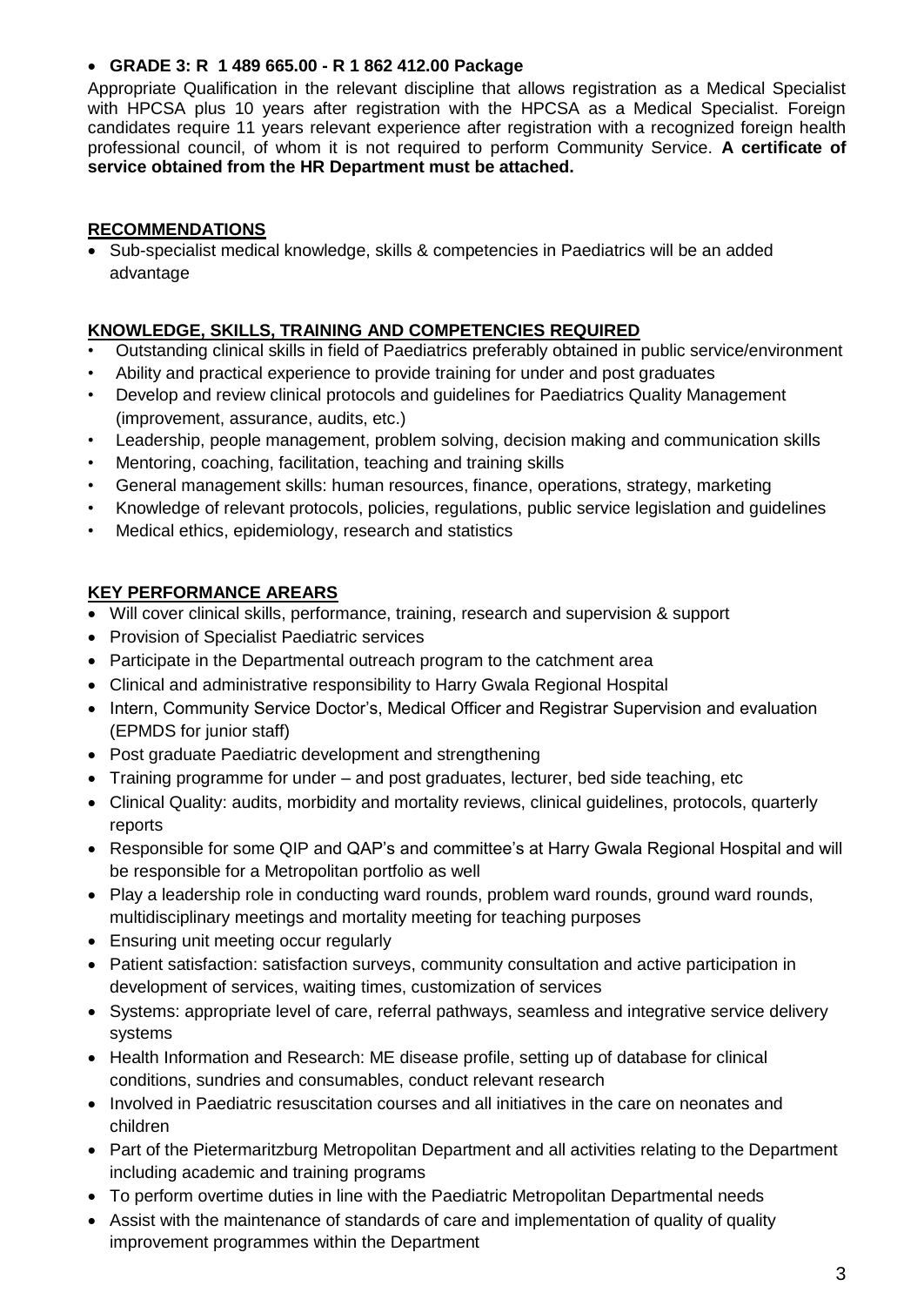- **GRADE 3: R 1 489 665.00 - R 1 862 412.00 Package**

Appropriate Qualification in the relevant discipline that allows registration as a Medical Specialist with HPCSA plus 10 years after registration with the HPCSA as a Medical Specialist. Foreign candidates require 11 years relevant experience after registration with a recognized foreign health professional council, of whom it is not required to perform Community Service. **A certificate of service obtained from the HR Department must be attached.**

## RECOMMENDATIONS

- Sub-specialist medical knowledge, skills & competencies in Paediatrics will be an added advantage

## KNOWLEDGE, SKILLS, TRAINING AND COMPETENCIES REQUIRED

- Outstanding clinical skills in field of Paediatrics preferably obtained in public service/environment
- Ability and practical experience to provide training for under and post graduates
- Develop and review clinical protocols and guidelines for Paediatrics Quality Management (improvement, assurance, audits, etc.)
- Leadership, people management, problem solving, decision making and communication skills
- Mentoring, coaching, facilitation, teaching and training skills
- General management skills: human resources, finance, operations, strategy, marketing
- Knowledge of relevant protocols, policies, regulations, public service legislation and guidelines
- Medical ethics, epidemiology, research and statistics

## KEY PERFORMANCE AREARS

- Will cover clinical skills, performance, training, research and supervision & support
- Provision of Specialist Paediatric services
- Participate in the Departmental outreach program to the catchment area
- Clinical and administrative responsibility to Harry Gwala Regional Hospital
- Intern, Community Service Doctor's, Medical Officer and Registrar Supervision and evaluation (EPMDS for junior staff)
- Post graduate Paediatric development and strengthening
- Training programme for under – and post graduates, lecturer, bed side teaching, etc
- Clinical Quality: audits, morbidity and mortality reviews, clinical guidelines, protocols, quarterly reports
- Responsible for some QIP and QAP's and committee's at Harry Gwala Regional Hospital and will be responsible for a Metropolitan portfolio as well
- Play a leadership role in conducting ward rounds, problem ward rounds, ground ward rounds, multidisciplinary meetings and mortality meeting for teaching purposes
- Ensuring unit meeting occur regularly
- Patient satisfaction: satisfaction surveys, community consultation and active participation in development of services, waiting times, customization of services
- Systems: appropriate level of care, referral pathways, seamless and integrative service delivery systems
- Health Information and Research: ME disease profile, setting up of database for clinical conditions, sundries and consumables, conduct relevant research
- Involved in Paediatric resuscitation courses and all initiatives in the care on neonates and children
- Part of the Pietermaritzburg Metropolitan Department and all activities relating to the Department including academic and training programs
- To perform overtime duties in line with the Paediatric Metropolitan Departmental needs
- Assist with the maintenance of standards of care and implementation of quality of quality improvement programmes within the Department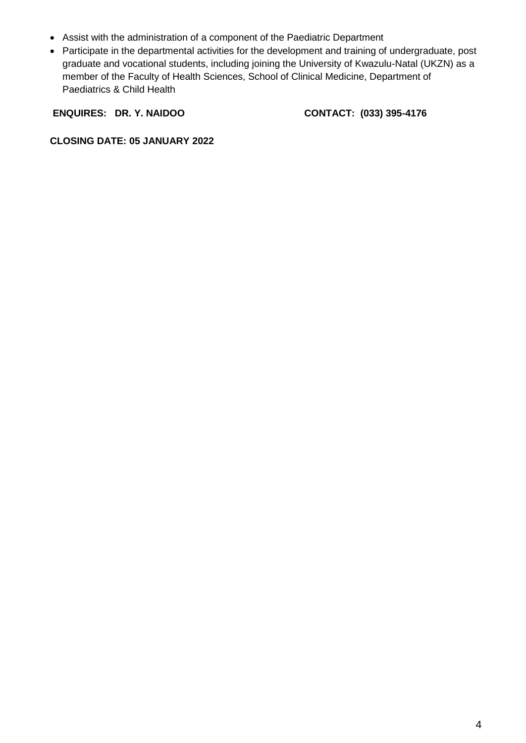- Assist with the administration of a component of the Paediatric Department
- Participate in the departmental activities for the development and training of undergraduate, post graduate and vocational students, including joining the University of Kwazulu-Natal (UKZN) as a member of the Faculty of Health Sciences, School of Clinical Medicine, Department of Paediatrics & Child Health

**ENQUIRES: DR. Y. NAIDOO** **CONTACT: (033) 395-4176**

**CLOSING DATE: 05 JANUARY 2022**